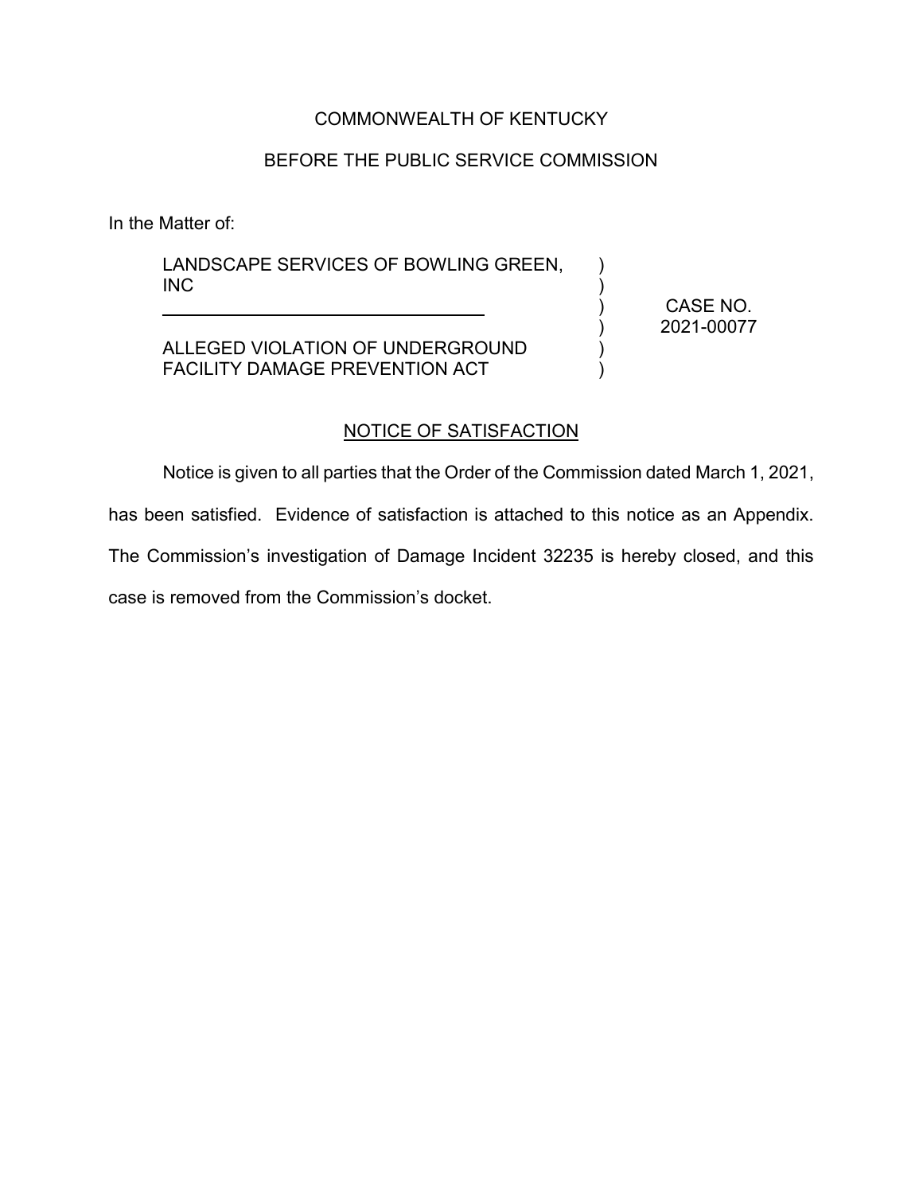COMMONWEALTH OF KENTUCKY

BEFORE THE PUBLIC SERVICE COMMISSION

In the Matter of:

| | | |
|---|---|---|
| LANDSCAPE SERVICES OF BOWLING GREEN, INC | ) | |
| ______________________________ | ) | CASE NO. 2021-00077 |
| ALLEGED VIOLATION OF UNDERGROUND FACILITY DAMAGE PREVENTION ACT | ) | |

NOTICE OF SATISFACTION

Notice is given to all parties that the Order of the Commission dated March 1, 2021, has been satisfied. Evidence of satisfaction is attached to this notice as an Appendix. The Commission's investigation of Damage Incident 32235 is hereby closed, and this case is removed from the Commission's docket.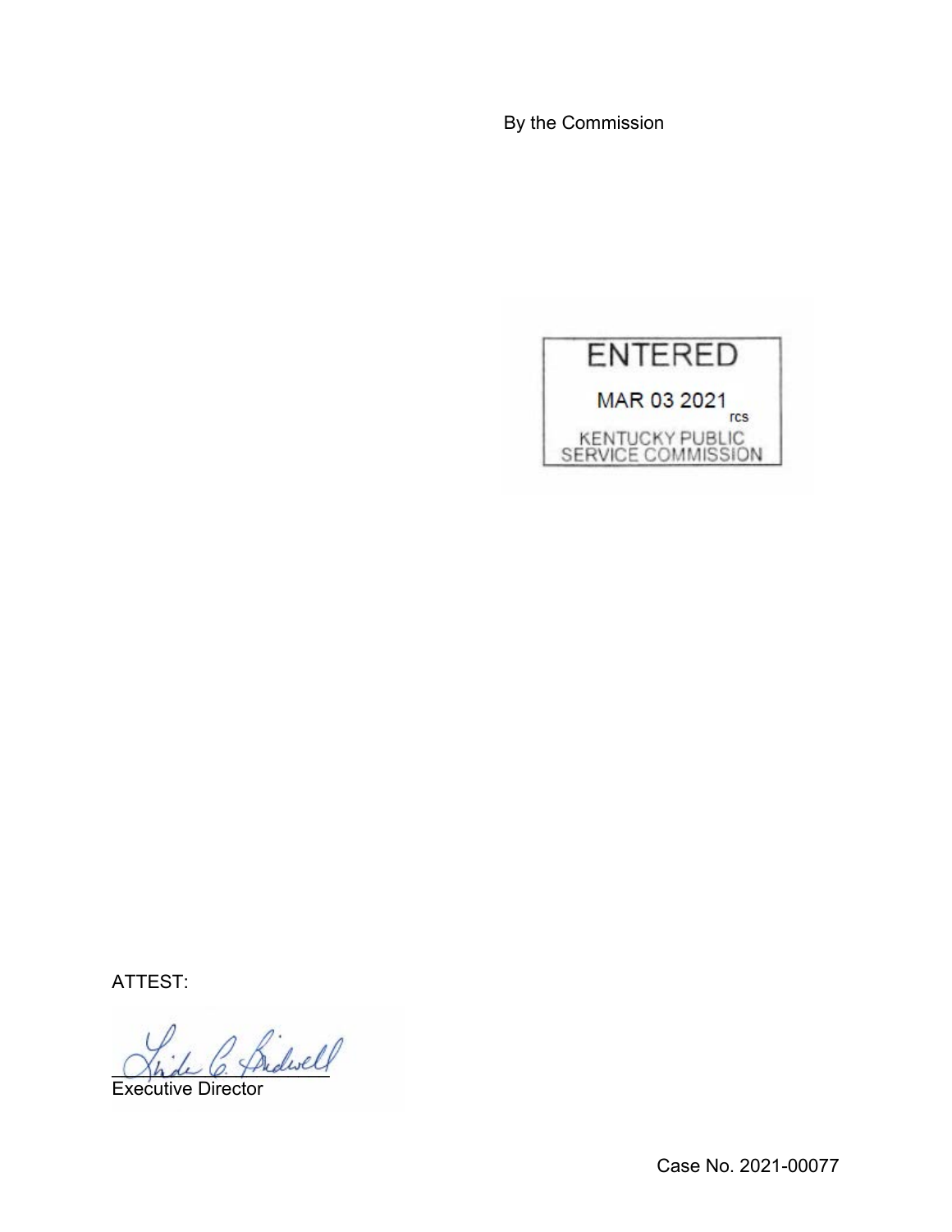By the Commission

ENTERED

MAR 03 2021

rcs

KENTUCKY PUBLIC SERVICE COMMISSION

ATTEST:

Executive Director

Case No. 2021-00077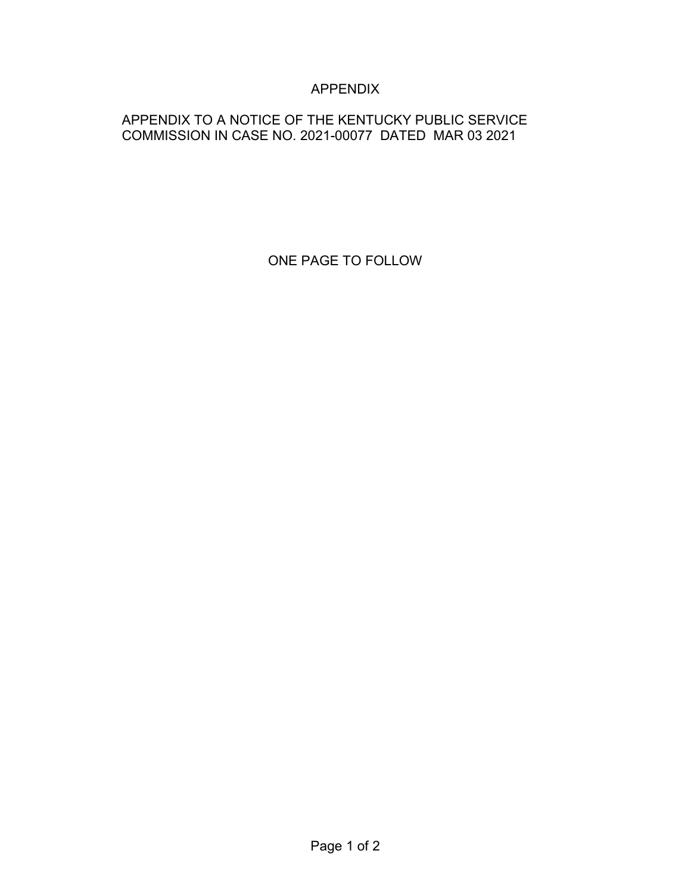# APPENDIX

APPENDIX TO A NOTICE OF THE KENTUCKY PUBLIC SERVICE COMMISSION IN CASE NO. 2021-00077 DATED MAR 03 2021

ONE PAGE TO FOLLOW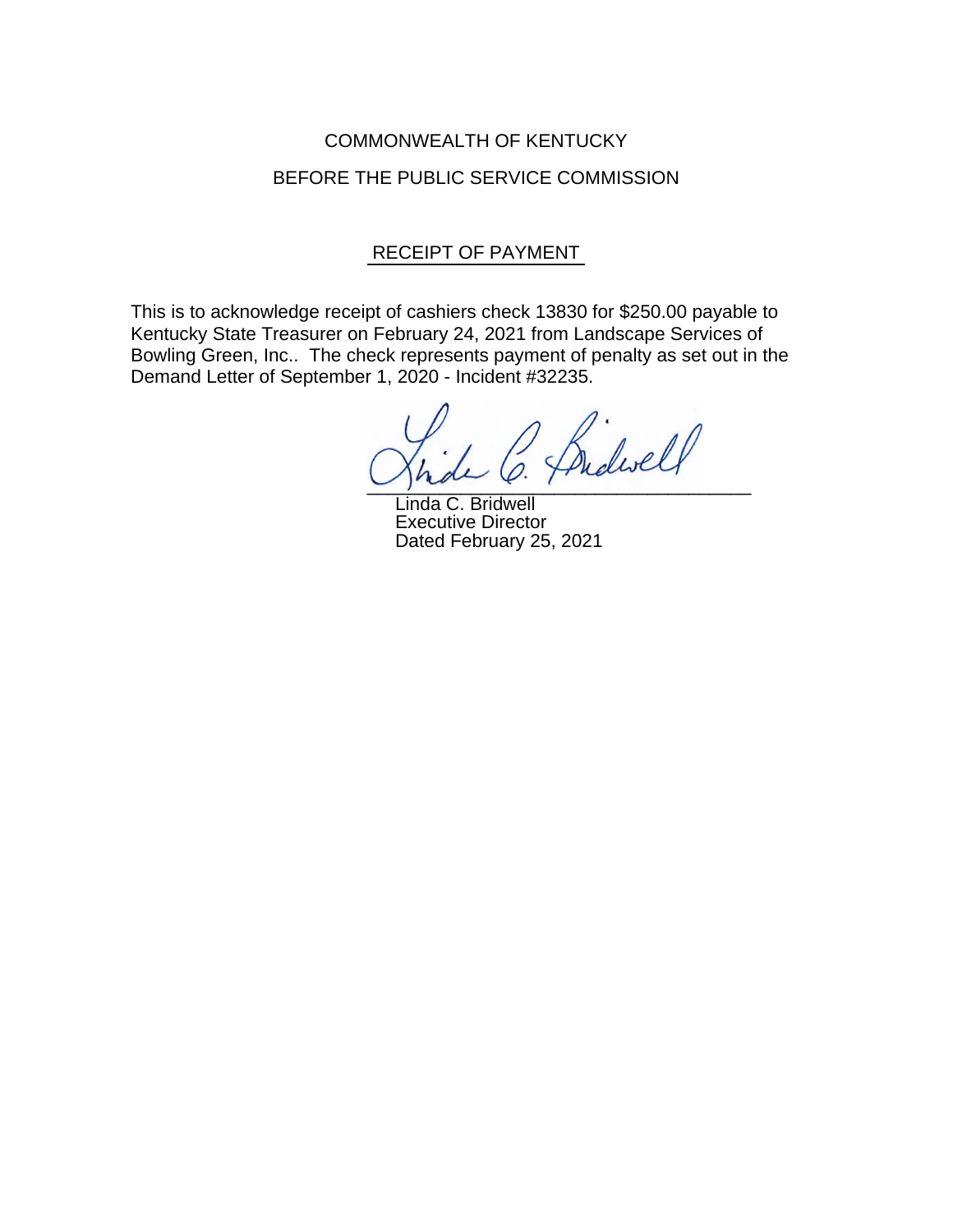COMMONWEALTH OF KENTUCKY

BEFORE THE PUBLIC SERVICE COMMISSION

## RECEIPT OF PAYMENT

This is to acknowledge receipt of cashiers check 13830 for $250.00 payable to Kentucky State Treasurer on February 24, 2021 from Landscape Services of Bowling Green, Inc.. The check represents payment of penalty as set out in the Demand Letter of September 1, 2020 - Incident #32235.

Linda C. Bridwell
Executive Director
Dated February 25, 2021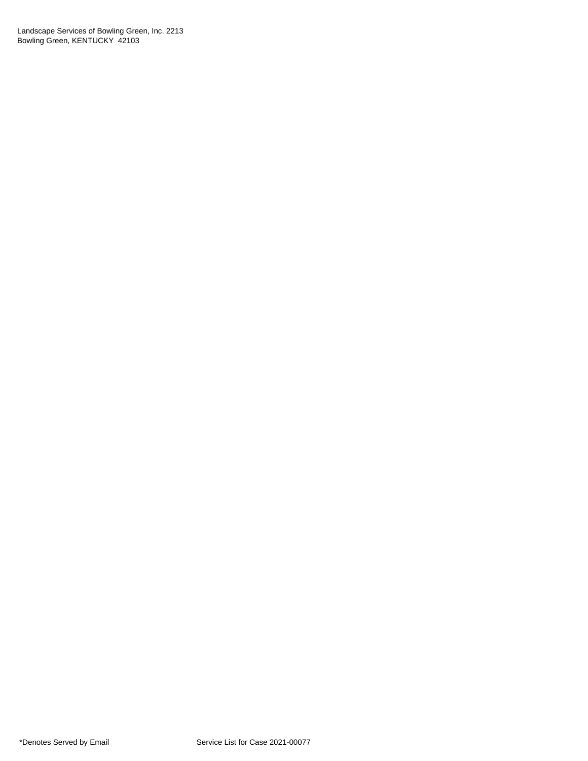Landscape Services of Bowling Green, Inc. 2213
Bowling Green, KENTUCKY  42103